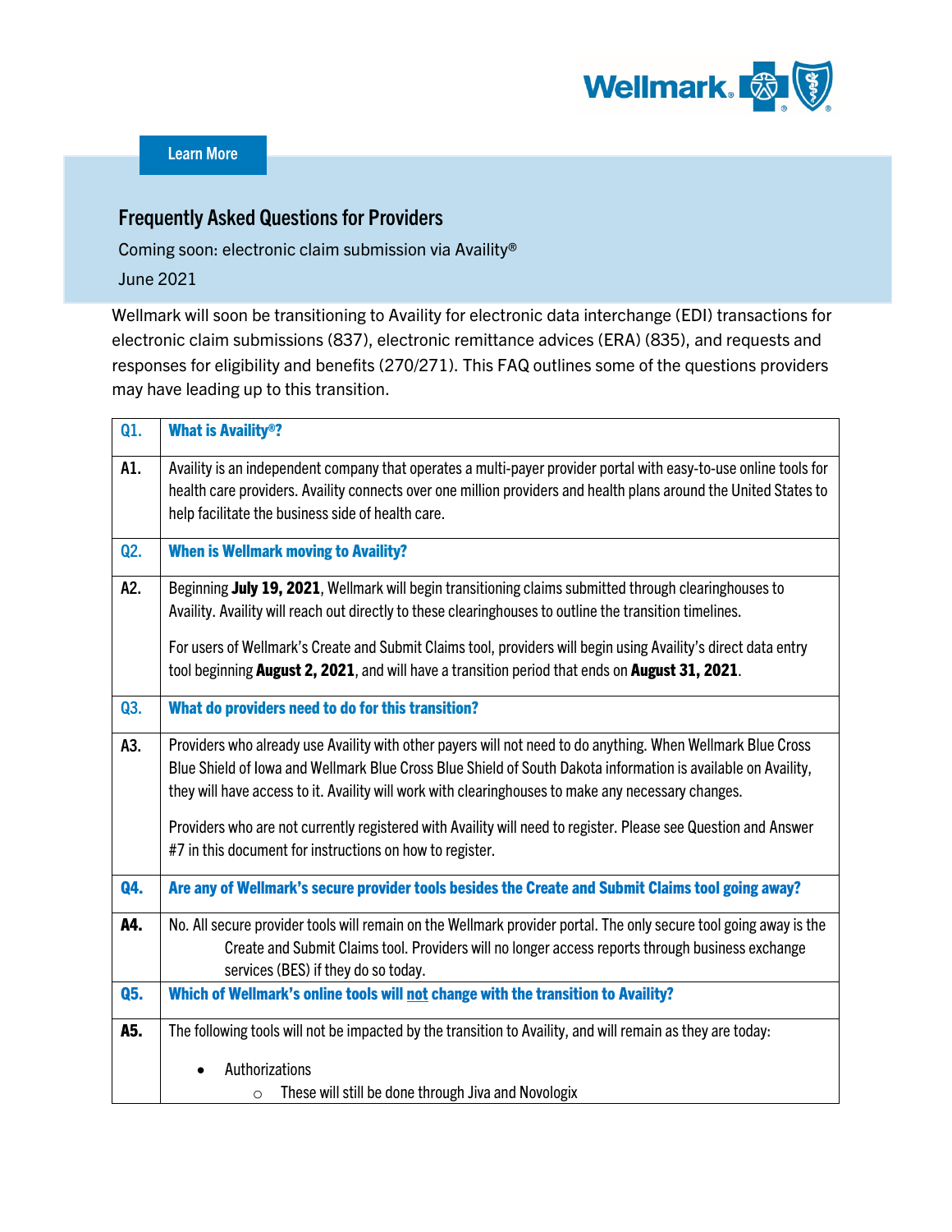Learn More

## Frequently Asked Questions for Providers

Coming soon: electronic claim submission via Availity®

June 2021

Wellmark will soon be transitioning to Availity for electronic data interchange (EDI) transactions for electronic claim submissions (837), electronic remittance advices (ERA) (835), and requests and responses for eligibility and benefits (270/271). This FAQ outlines some of the questions providers may have leading up to this transition.

| | |
|---|---|
| **Q1.** | **What is Availity®?** |
| **A1.** | Availity is an independent company that operates a multi-payer provider portal with easy-to-use online tools for health care providers. Availity connects over one million providers and health plans around the United States to help facilitate the business side of health care. |
| **Q2.** | **When is Wellmark moving to Availity?** |
| **A2.** | Beginning **July 19, 2021**, Wellmark will begin transitioning claims submitted through clearinghouses to Availity. Availity will reach out directly to these clearinghouses to outline the transition timelines.<br><br>For users of Wellmark's Create and Submit Claims tool, providers will begin using Availity's direct data entry tool beginning **August 2, 2021**, and will have a transition period that ends on **August 31, 2021**. |
| **Q3.** | **What do providers need to do for this transition?** |
| **A3.** | Providers who already use Availity with other payers will not need to do anything. When Wellmark Blue Cross Blue Shield of Iowa and Wellmark Blue Cross Blue Shield of South Dakota information is available on Availity, they will have access to it. Availity will work with clearinghouses to make any necessary changes.<br><br>Providers who are not currently registered with Availity will need to register. Please see Question and Answer #7 in this document for instructions on how to register. |
| **Q4.** | **Are any of Wellmark's secure provider tools besides the Create and Submit Claims tool going away?** |
| **A4.** | No. All secure provider tools will remain on the Wellmark provider portal. The only secure tool going away is the Create and Submit Claims tool. Providers will no longer access reports through business exchange services (BES) if they do so today. |
| **Q5.** | **Which of Wellmark's online tools will not change with the transition to Availity?** |
| **A5.** | The following tools will not be impacted by the transition to Availity, and will remain as they are today:<br><br>• Authorizations<br>&nbsp;&nbsp;&nbsp;&nbsp;○ These will still be done through Jiva and Novologix |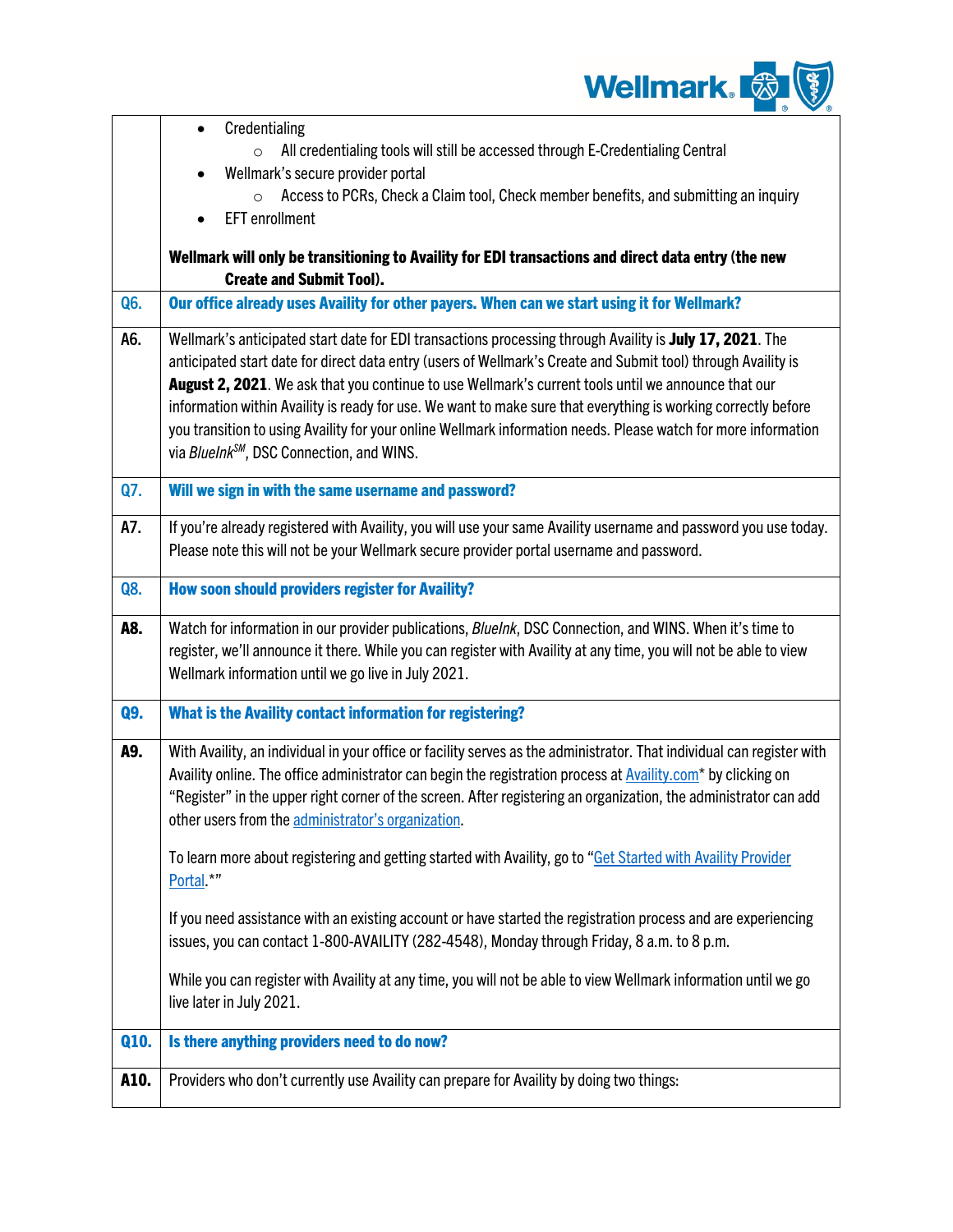| | |
|---|---|
| | • Credentialing<br>  ○ All credentialing tools will still be accessed through E-Credentialing Central<br>• Wellmark's secure provider portal<br>  ○ Access to PCRs, Check a Claim tool, Check member benefits, and submitting an inquiry<br>• EFT enrollment<br><br>**Wellmark will only be transitioning to Availity for EDI transactions and direct data entry (the new Create and Submit Tool).** |
| **Q6.** | **Our office already uses Availity for other payers. When can we start using it for Wellmark?** |
| **A6.** | Wellmark's anticipated start date for EDI transactions processing through Availity is **July 17, 2021**. The anticipated start date for direct data entry (users of Wellmark's Create and Submit tool) through Availity is **August 2, 2021**. We ask that you continue to use Wellmark's current tools until we announce that our information within Availity is ready for use. We want to make sure that everything is working correctly before you transition to using Availity for your online Wellmark information needs. Please watch for more information via *BlueInk*[SM], DSC Connection, and WINS. |
| **Q7.** | **Will we sign in with the same username and password?** |
| **A7.** | If you're already registered with Availity, you will use your same Availity username and password you use today. Please note this will not be your Wellmark secure provider portal username and password. |
| **Q8.** | **How soon should providers register for Availity?** |
| **A8.** | Watch for information in our provider publications, *BlueInk*, DSC Connection, and WINS. When it's time to register, we'll announce it there. While you can register with Availity at any time, you will not be able to view Wellmark information until we go live in July 2021. |
| **Q9.** | **What is the Availity contact information for registering?** |
| **A9.** | With Availity, an individual in your office or facility serves as the administrator. That individual can register with Availity online. The office administrator can begin the registration process at Availity.com* by clicking on "Register" in the upper right corner of the screen. After registering an organization, the administrator can add other users from the administrator's organization.<br><br>To learn more about registering and getting started with Availity, go to "Get Started with Availity Provider Portal.*"<br><br>If you need assistance with an existing account or have started the registration process and are experiencing issues, you can contact 1-800-AVAILITY (282-4548), Monday through Friday, 8 a.m. to 8 p.m.<br><br>While you can register with Availity at any time, you will not be able to view Wellmark information until we go live later in July 2021. |
| **Q10.** | **Is there anything providers need to do now?** |
| **A10.** | Providers who don't currently use Availity can prepare for Availity by doing two things: |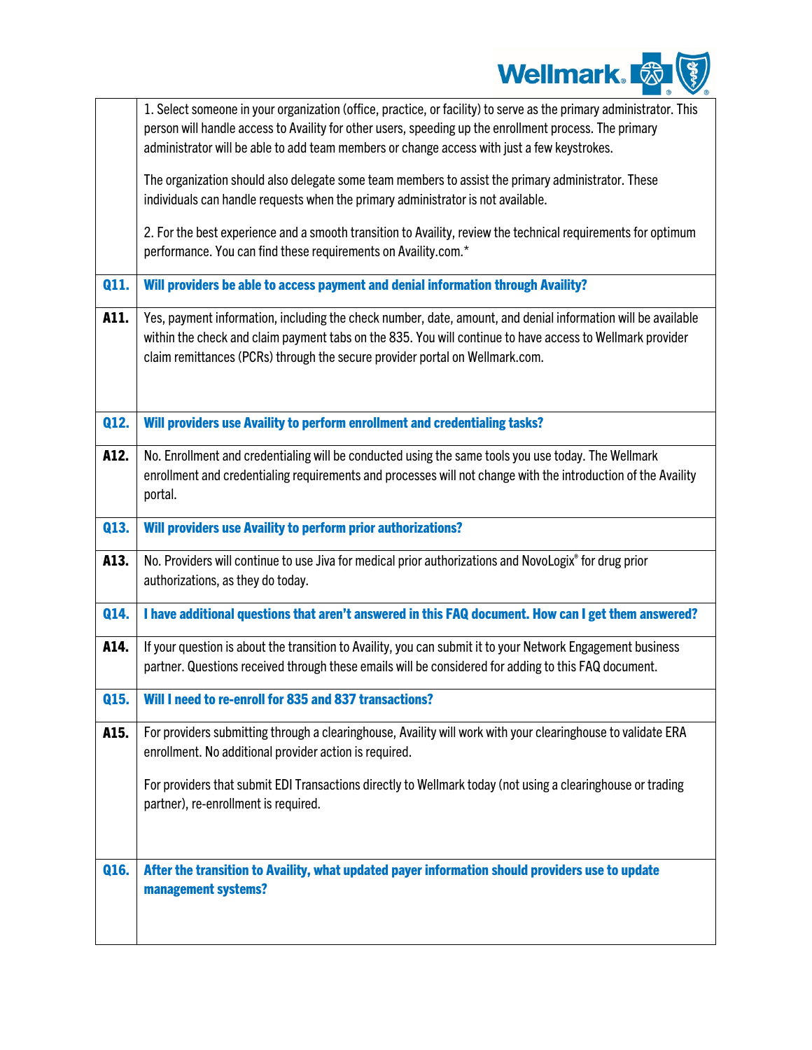| | |
|---|---|
| | 1. Select someone in your organization (office, practice, or facility) to serve as the primary administrator. This person will handle access to Availity for other users, speeding up the enrollment process. The primary administrator will be able to add team members or change access with just a few keystrokes.<br><br>The organization should also delegate some team members to assist the primary administrator. These individuals can handle requests when the primary administrator is not available.<br><br>2. For the best experience and a smooth transition to Availity, review the technical requirements for optimum performance. You can find these requirements on Availity.com.* |
| **Q11.** | **Will providers be able to access payment and denial information through Availity?** |
| **A11.** | Yes, payment information, including the check number, date, amount, and denial information will be available within the check and claim payment tabs on the 835. You will continue to have access to Wellmark provider claim remittances (PCRs) through the secure provider portal on Wellmark.com. |
| **Q12.** | **Will providers use Availity to perform enrollment and credentialing tasks?** |
| **A12.** | No. Enrollment and credentialing will be conducted using the same tools you use today. The Wellmark enrollment and credentialing requirements and processes will not change with the introduction of the Availity portal. |
| **Q13.** | **Will providers use Availity to perform prior authorizations?** |
| **A13.** | No. Providers will continue to use Jiva for medical prior authorizations and NovoLogix® for drug prior authorizations, as they do today. |
| **Q14.** | **I have additional questions that aren't answered in this FAQ document. How can I get them answered?** |
| **A14.** | If your question is about the transition to Availity, you can submit it to your Network Engagement business partner. Questions received through these emails will be considered for adding to this FAQ document. |
| **Q15.** | **Will I need to re-enroll for 835 and 837 transactions?** |
| **A15.** | For providers submitting through a clearinghouse, Availity will work with your clearinghouse to validate ERA enrollment. No additional provider action is required.<br><br>For providers that submit EDI Transactions directly to Wellmark today (not using a clearinghouse or trading partner), re-enrollment is required. |
| **Q16.** | **After the transition to Availity, what updated payer information should providers use to update management systems?** |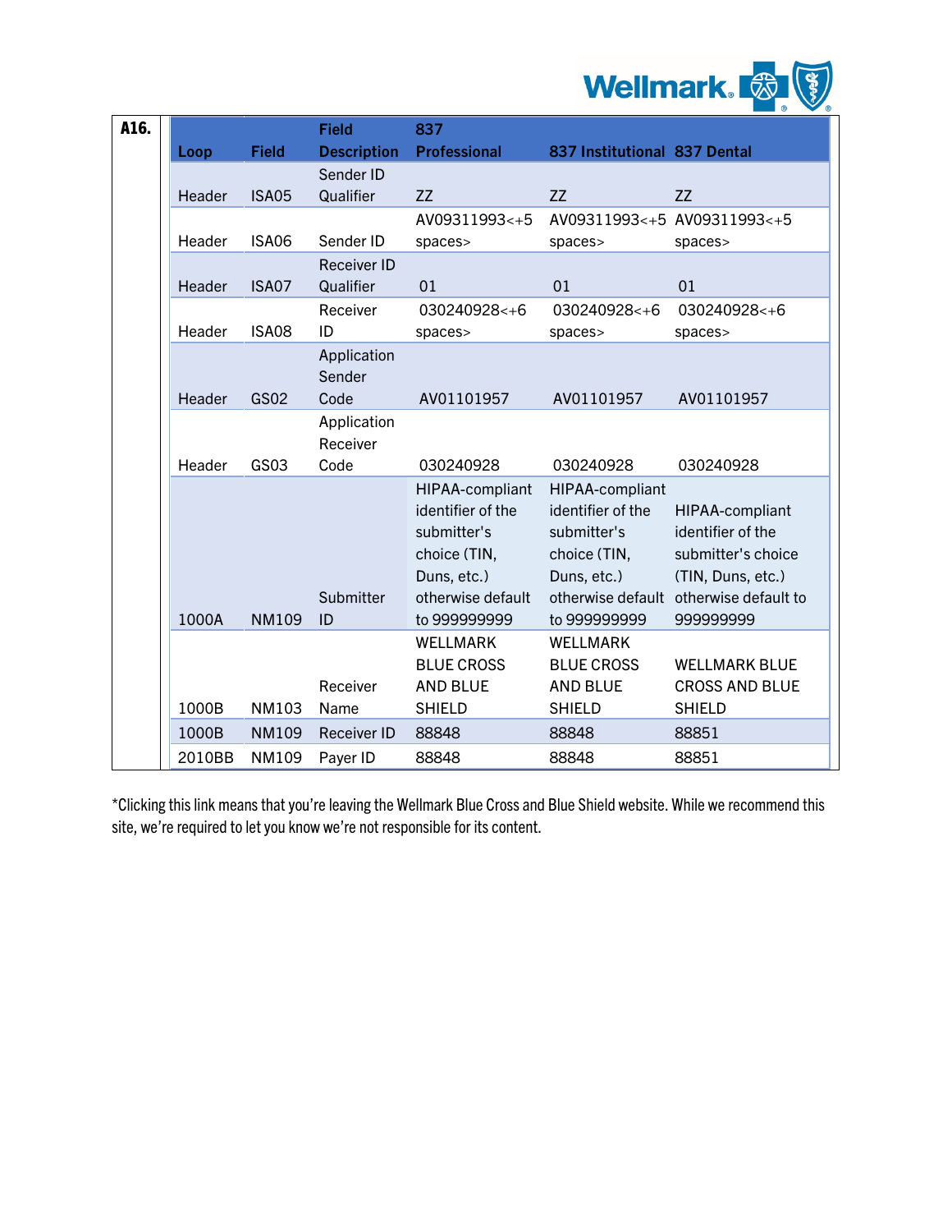**A16.**

| Loop | Field | Field Description | 837 Professional | 837 Institutional | 837 Dental |
|---|---|---|---|---|---|
| Header | ISA05 | Sender ID Qualifier | ZZ | ZZ | ZZ |
| Header | ISA06 | Sender ID | AV09311993<+5 spaces> | AV09311993<+5 spaces> | AV09311993<+5 spaces> |
| Header | ISA07 | Receiver ID Qualifier | 01 | 01 | 01 |
| Header | ISA08 | Receiver ID | 030240928<+6 spaces> | 030240928<+6 spaces> | 030240928<+6 spaces> |
| Header | GS02 | Application Sender Code | AV01101957 | AV01101957 | AV01101957 |
| Header | GS03 | Application Receiver Code | 030240928 | 030240928 | 030240928 |
| 1000A | NM109 | Submitter ID | HIPAA-compliant identifier of the submitter's choice (TIN, Duns, etc.) otherwise default to 999999999 | HIPAA-compliant identifier of the submitter's choice (TIN, Duns, etc.) otherwise default to 999999999 | HIPAA-compliant identifier of the submitter's choice (TIN, Duns, etc.) otherwise default to 999999999 |
| 1000B | NM103 | Receiver Name | WELLMARK BLUE CROSS AND BLUE SHIELD | WELLMARK BLUE CROSS AND BLUE SHIELD | WELLMARK BLUE CROSS AND BLUE SHIELD |
| 1000B | NM109 | Receiver ID | 88848 | 88848 | 88851 |
| 2010BB | NM109 | Payer ID | 88848 | 88848 | 88851 |

*Clicking this link means that you're leaving the Wellmark Blue Cross and Blue Shield website. While we recommend this site, we're required to let you know we're not responsible for its content.